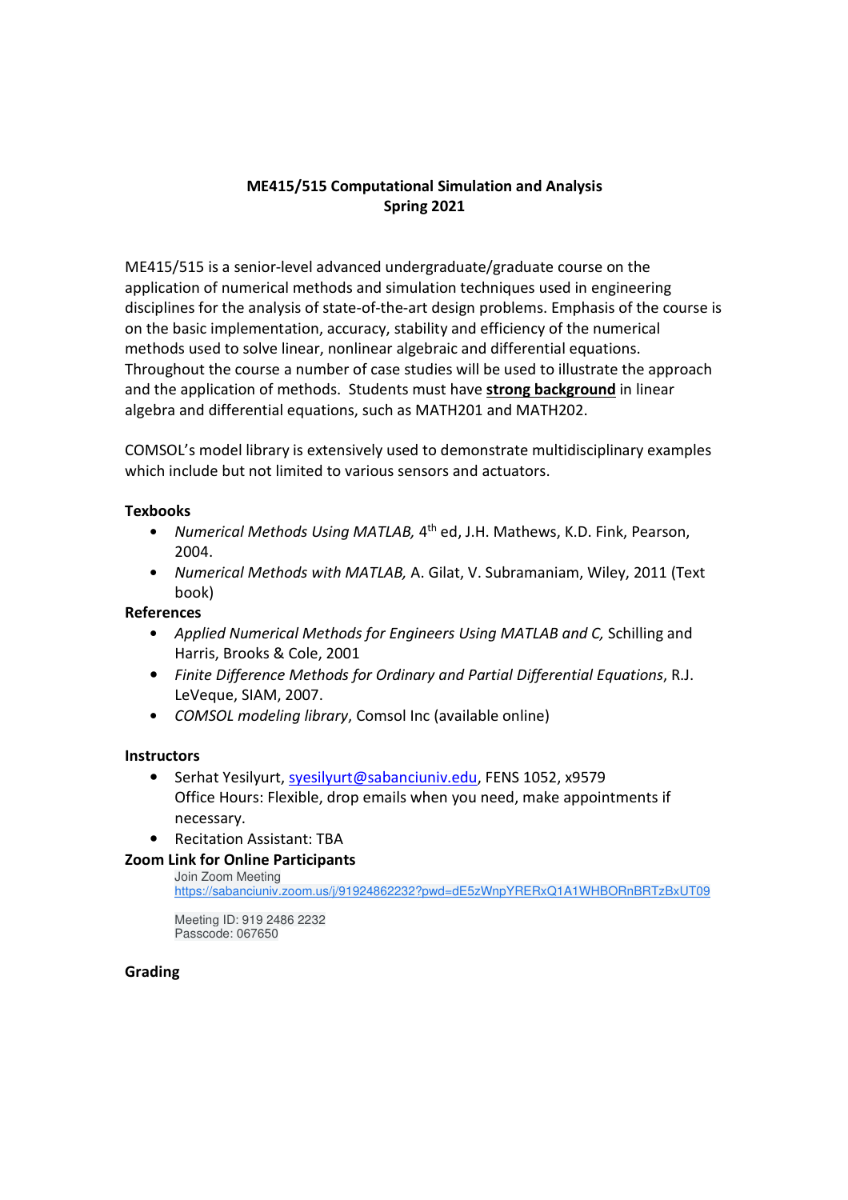**ME415/515 Computational Simulation and Analysis**
**Spring 2021**

ME415/515 is a senior-level advanced undergraduate/graduate course on the application of numerical methods and simulation techniques used in engineering disciplines for the analysis of state-of-the-art design problems. Emphasis of the course is on the basic implementation, accuracy, stability and efficiency of the numerical methods used to solve linear, nonlinear algebraic and differential equations. Throughout the course a number of case studies will be used to illustrate the approach and the application of methods. Students must have **strong background** in linear algebra and differential equations, such as MATH201 and MATH202.

COMSOL's model library is extensively used to demonstrate multidisciplinary examples which include but not limited to various sensors and actuators.

### Texbooks

- *Numerical Methods Using MATLAB,* 4th ed, J.H. Mathews, K.D. Fink, Pearson, 2004.
- *Numerical Methods with MATLAB,* A. Gilat, V. Subramaniam, Wiley, 2011 (Text book)

### References

- *Applied Numerical Methods for Engineers Using MATLAB and C,* Schilling and Harris, Brooks & Cole, 2001
- *Finite Difference Methods for Ordinary and Partial Differential Equations*, R.J. LeVeque, SIAM, 2007.
- *COMSOL modeling library*, Comsol Inc (available online)

### Instructors

- Serhat Yesilyurt, syesilyurt@sabanciuniv.edu, FENS 1052, x9579
  Office Hours: Flexible, drop emails when you need, make appointments if necessary.
- Recitation Assistant: TBA

### Zoom Link for Online Participants

Join Zoom Meeting
https://sabanciuniv.zoom.us/j/91924862232?pwd=dE5zWnpYRERxQ1A1WHBORnBRTzBxUT09

Meeting ID: 919 2486 2232
Passcode: 067650

### Grading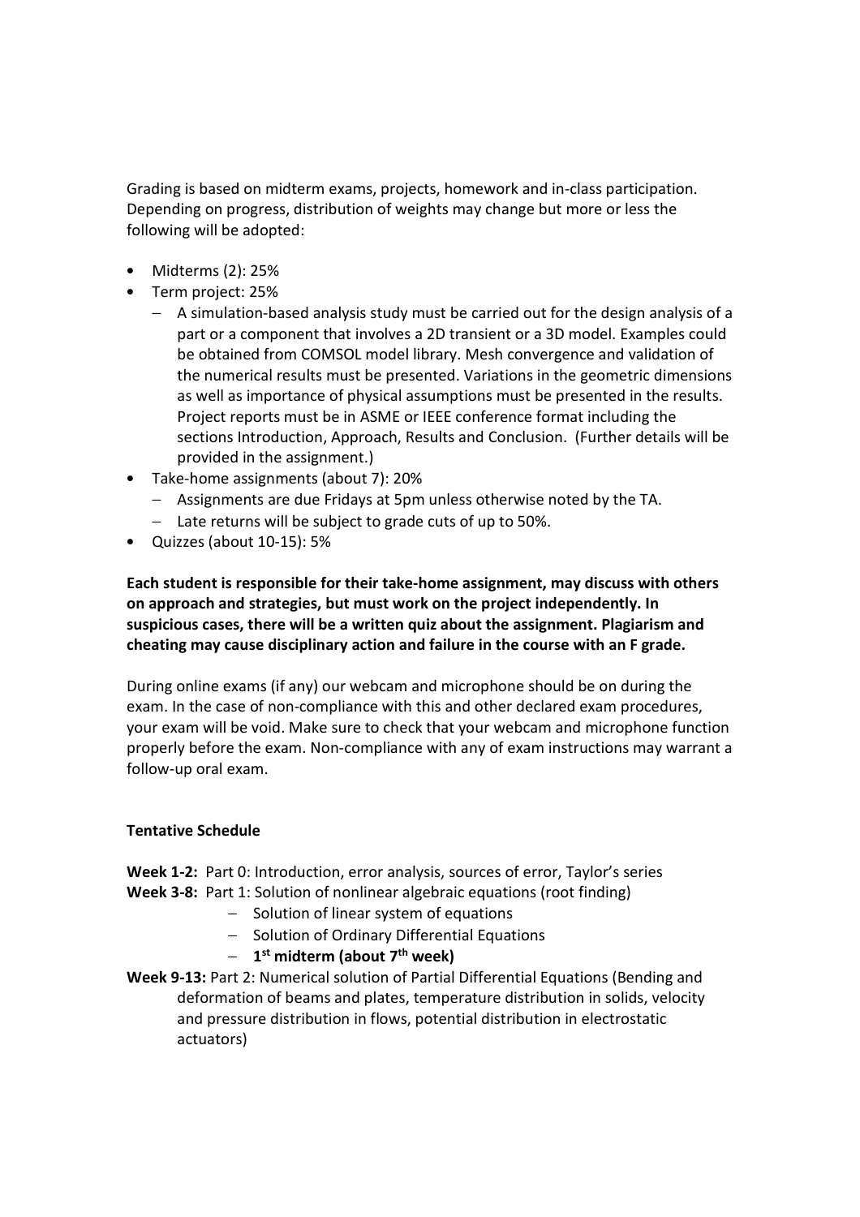Grading is based on midterm exams, projects, homework and in-class participation. Depending on progress, distribution of weights may change but more or less the following will be adopted:

- Midterms (2): 25%
- Term project: 25%
  - A simulation-based analysis study must be carried out for the design analysis of a part or a component that involves a 2D transient or a 3D model. Examples could be obtained from COMSOL model library. Mesh convergence and validation of the numerical results must be presented. Variations in the geometric dimensions as well as importance of physical assumptions must be presented in the results. Project reports must be in ASME or IEEE conference format including the sections Introduction, Approach, Results and Conclusion. (Further details will be provided in the assignment.)
- Take-home assignments (about 7): 20%
  - Assignments are due Fridays at 5pm unless otherwise noted by the TA.
  - Late returns will be subject to grade cuts of up to 50%.
- Quizzes (about 10-15): 5%

**Each student is responsible for their take-home assignment, may discuss with others on approach and strategies, but must work on the project independently. In suspicious cases, there will be a written quiz about the assignment. Plagiarism and cheating may cause disciplinary action and failure in the course with an F grade.**

During online exams (if any) our webcam and microphone should be on during the exam. In the case of non-compliance with this and other declared exam procedures, your exam will be void. Make sure to check that your webcam and microphone function properly before the exam. Non-compliance with any of exam instructions may warrant a follow-up oral exam.

**Tentative Schedule**

**Week 1-2:** Part 0: Introduction, error analysis, sources of error, Taylor's series

**Week 3-8:** Part 1: Solution of nonlinear algebraic equations (root finding)

- Solution of linear system of equations
- Solution of Ordinary Differential Equations
- **1st midterm (about 7th week)**

**Week 9-13:** Part 2: Numerical solution of Partial Differential Equations (Bending and deformation of beams and plates, temperature distribution in solids, velocity and pressure distribution in flows, potential distribution in electrostatic actuators)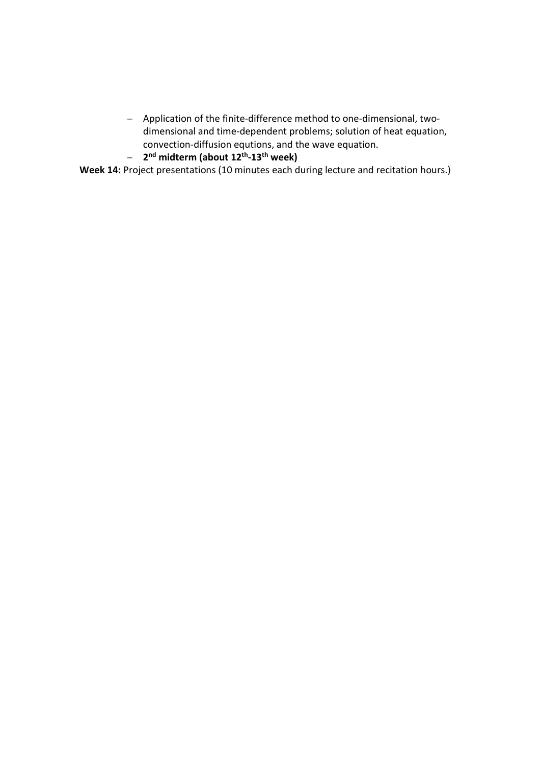- Application of the finite-difference method to one-dimensional, two-dimensional and time-dependent problems; solution of heat equation, convection-diffusion equtions, and the wave equation.
- **2nd midterm (about 12th-13th week)**

**Week 14:** Project presentations (10 minutes each during lecture and recitation hours.)